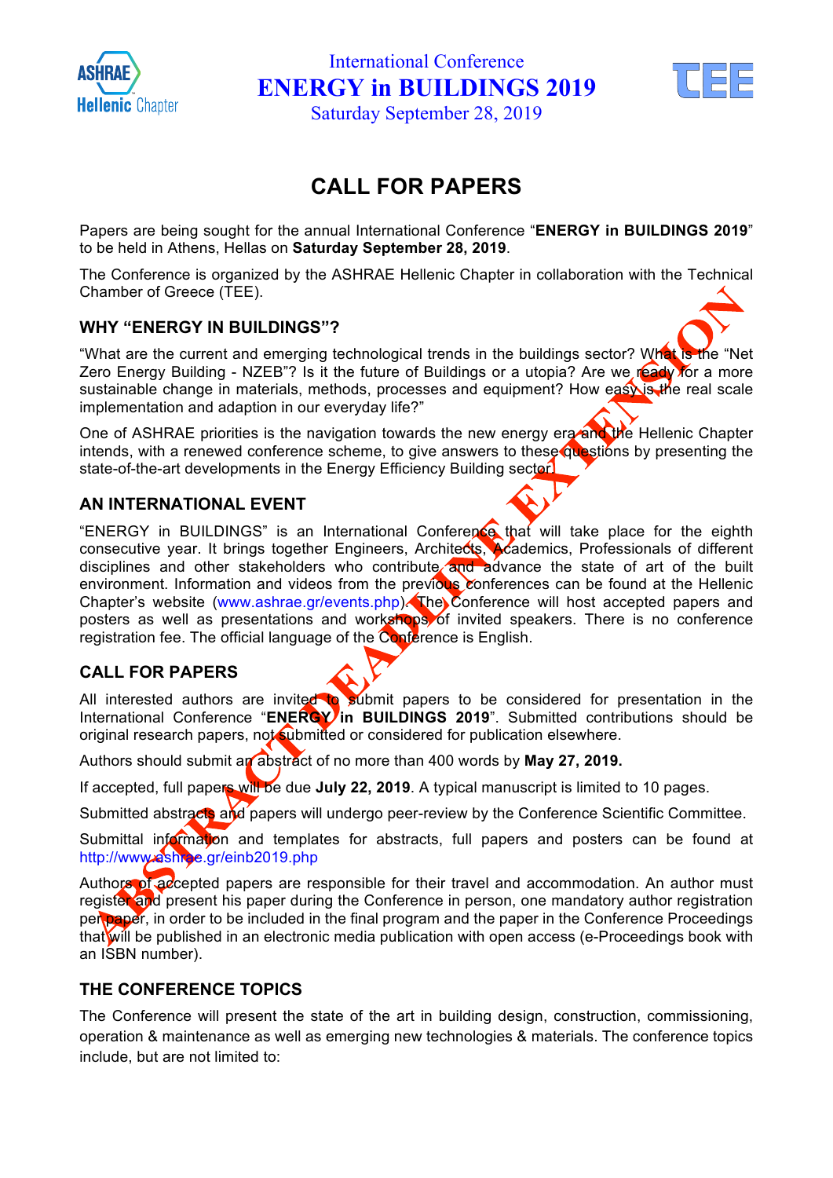International Conference

# ENERGY in BUILDINGS 2019

Saturday September 28, 2019

# CALL FOR PAPERS

ABSTRACT DEADLINE EXTENSION

Papers are being sought for the annual International Conference "**ENERGY in BUILDINGS 2019**" to be held in Athens, Hellas on **Saturday September 28, 2019**.

The Conference is organized by the ASHRAE Hellenic Chapter in collaboration with the Technical Chamber of Greece (TEE).

## WHY "ENERGY IN BUILDINGS"?

"What are the current and emerging technological trends in the buildings sector? What is the "Net Zero Energy Building - NZEB"? Is it the future of Buildings or a utopia? Are we ready for a more sustainable change in materials, methods, processes and equipment? How easy is the real scale implementation and adaption in our everyday life?"

One of ASHRAE priorities is the navigation towards the new energy era and the Hellenic Chapter intends, with a renewed conference scheme, to give answers to these questions by presenting the state-of-the-art developments in the Energy Efficiency Building sector.

## AN INTERNATIONAL EVENT

"ENERGY in BUILDINGS" is an International Conference that will take place for the eighth consecutive year. It brings together Engineers, Architects, Academics, Professionals of different disciplines and other stakeholders who contribute and advance the state of art of the built environment. Information and videos from the previous conferences can be found at the Hellenic Chapter's website (www.ashrae.gr/events.php). The Conference will host accepted papers and posters as well as presentations and workshops of invited speakers. There is no conference registration fee. The official language of the Conference is English.

## CALL FOR PAPERS

All interested authors are invited to submit papers to be considered for presentation in the International Conference "**ENERGY in BUILDINGS 2019**". Submitted contributions should be original research papers, not submitted or considered for publication elsewhere.

Authors should submit an abstract of no more than 400 words by **May 27, 2019.**

If accepted, full papers will be due **July 22, 2019**. A typical manuscript is limited to 10 pages.

Submitted abstracts and papers will undergo peer-review by the Conference Scientific Committee.

Submittal information and templates for abstracts, full papers and posters can be found at http://www.ashrae.gr/einb2019.php

Authors of accepted papers are responsible for their travel and accommodation. An author must register and present his paper during the Conference in person, one mandatory author registration per paper, in order to be included in the final program and the paper in the Conference Proceedings that will be published in an electronic media publication with open access (e-Proceedings book with an ISBN number).

## THE CONFERENCE TOPICS

The Conference will present the state of the art in building design, construction, commissioning, operation & maintenance as well as emerging new technologies & materials. The conference topics include, but are not limited to: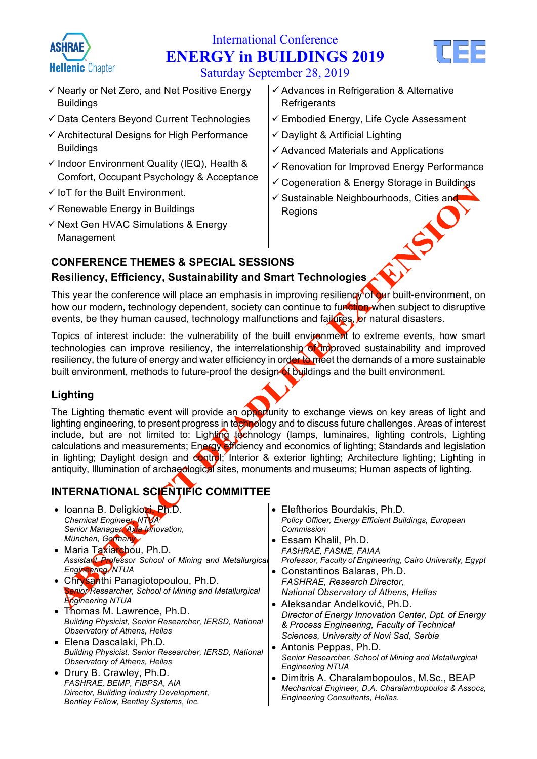International Conference
# ENERGY in BUILDINGS 2019
Saturday September 28, 2019

- ✓ Nearly or Net Zero, and Net Positive Energy Buildings
- ✓ Data Centers Beyond Current Technologies
- ✓ Architectural Designs for High Performance Buildings
- ✓ Indoor Environment Quality (IEQ), Health & Comfort, Occupant Psychology & Acceptance
- ✓ IoT for the Built Environment.
- ✓ Renewable Energy in Buildings
- ✓ Next Gen HVAC Simulations & Energy Management
- ✓ Advances in Refrigeration & Alternative Refrigerants
- ✓ Embodied Energy, Life Cycle Assessment
- ✓ Daylight & Artificial Lighting
- ✓ Advanced Materials and Applications
- ✓ Renovation for Improved Energy Performance
- ✓ Cogeneration & Energy Storage in Buildings
- ✓ Sustainable Neighbourhoods, Cities and Regions

ABSTRACT DEADLINE EXTENSION

## CONFERENCE THEMES & SPECIAL SESSIONS

### Resiliency, Efficiency, Sustainability and Smart Technologies

This year the conference will place an emphasis in improving resiliency of our built-environment, on how our modern, technology dependent, society can continue to function when subject to disruptive events, be they human caused, technology malfunctions and failures, or natural disasters.

Topics of interest include: the vulnerability of the built environment to extreme events, how smart technologies can improve resiliency, the interrelationship of improved sustainability and improved resiliency, the future of energy and water efficiency in order to meet the demands of a more sustainable built environment, methods to future-proof the design of buildings and the built environment.

### Lighting

The Lighting thematic event will provide an opportunity to exchange views on key areas of light and lighting engineering, to present progress in technology and to discuss future challenges. Areas of interest include, but are not limited to: Lighting technology (lamps, luminaires, lighting controls, Lighting calculations and measurements; Energy efficiency and economics of lighting; Standards and legislation in lighting; Daylight design and control; Interior & exterior lighting; Architecture lighting; Lighting in antiquity, Illumination of archaeological sites, monuments and museums; Human aspects of lighting.

## INTERNATIONAL SCIENTIFIC COMMITTEE

- Ioanna B. Deligkiozi, Ph.D.
  *Chemical Engineer, NTUA*
  *Senior Manager, Axia Innovation, München, Germany*
- Maria Taxiarchou, Ph.D.
  *Assistant Professor School of Mining and Metallurgical Engineering, NTUA*
- Chrysanthi Panagiotopoulou, Ph.D.
  *Senior Researcher, School of Mining and Metallurgical Engineering NTUA*
- Thomas M. Lawrence, Ph.D.
  *Building Physicist, Senior Researcher, IERSD, National Observatory of Athens, Hellas*
- Elena Dascalaki, Ph.D.
  *Building Physicist, Senior Researcher, IERSD, National Observatory of Athens, Hellas*
- Drury B. Crawley, Ph.D.
  *FASHRAE, BEMP, FIBPSA, AIA*
  *Director, Building Industry Development, Bentley Fellow, Bentley Systems, Inc.*
- Eleftherios Bourdakis, Ph.D.
  *Policy Officer, Energy Efficient Buildings, European Commission*
- Essam Khalil, Ph.D.
  *FASHRAE, FASME, FAIAA*
  *Professor, Faculty of Engineering, Cairo University, Egypt*
- Constantinos Balaras, Ph.D.
  *FASHRAE, Research Director, National Observatory of Athens, Hellas*
- Aleksandar Anđelković, Ph.D.
  *Director of Energy Innovation Center, Dpt. of Energy & Process Engineering, Faculty of Technical Sciences, University of Novi Sad, Serbia*
- Antonis Peppas, Ph.D.
  *Senior Researcher, School of Mining and Metallurgical Engineering NTUA*
- Dimitris A. Charalambopoulos, M.Sc., BEAP
  *Mechanical Engineer, D.A. Charalambopoulos & Assocs, Engineering Consultants, Hellas.*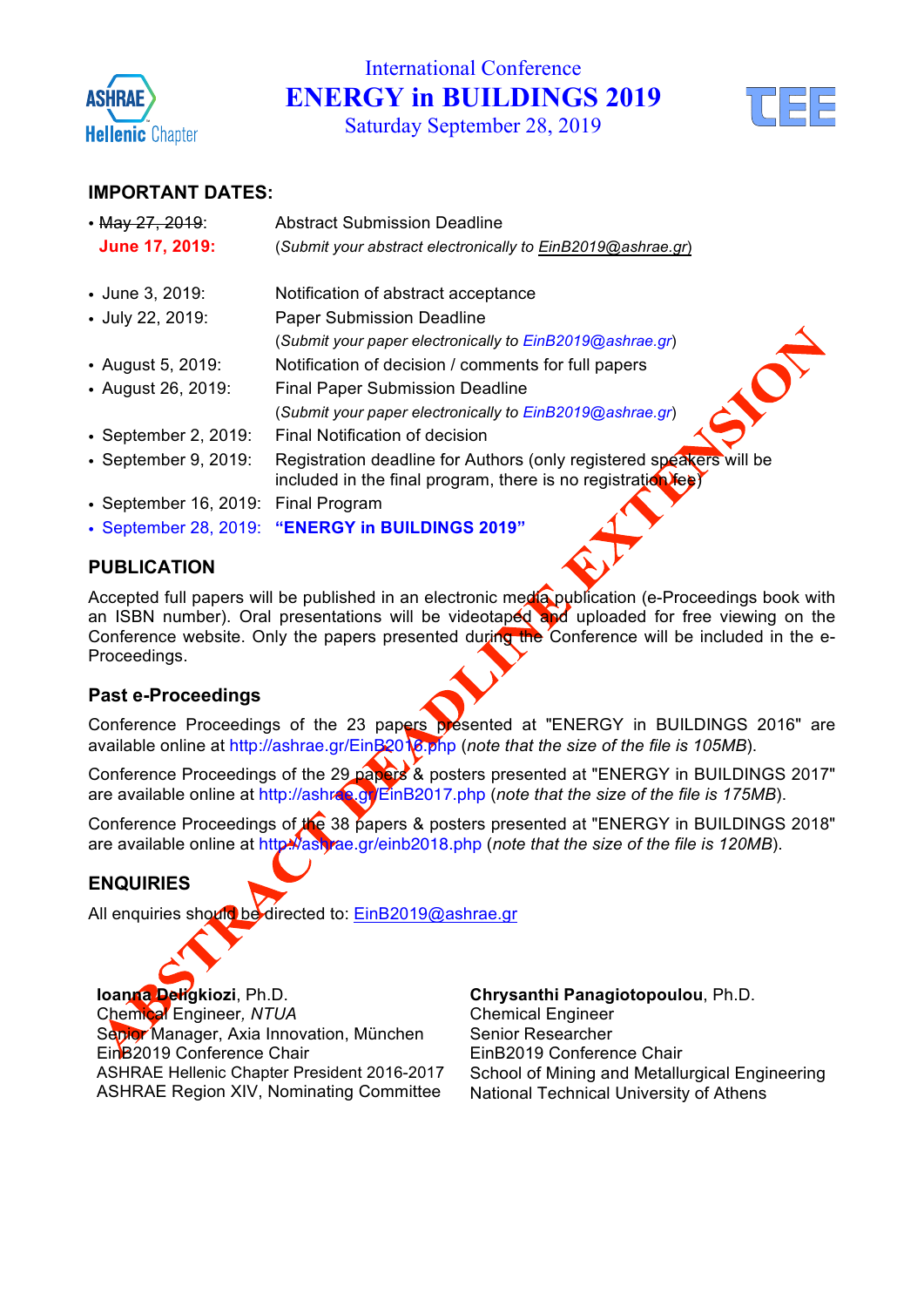International Conference

# ENERGY in BUILDINGS 2019

Saturday September 28, 2019

## IMPORTANT DATES:

| | |
|---|---|
| • ~~May 27, 2019~~: **June 17, 2019:** | Abstract Submission Deadline (*Submit your abstract electronically to EinB2019@ashrae.gr*) |
| • June 3, 2019: | Notification of abstract acceptance |
| • July 22, 2019: | Paper Submission Deadline (*Submit your paper electronically to EinB2019@ashrae.gr*) |
| • August 5, 2019: | Notification of decision / comments for full papers |
| • August 26, 2019: | Final Paper Submission Deadline (*Submit your paper electronically to EinB2019@ashrae.gr*) |
| • September 2, 2019: | Final Notification of decision |
| • September 9, 2019: | Registration deadline for Authors (only registered speakers will be included in the final program, there is no registration fee) |
| • September 16, 2019: | Final Program |
| • September 28, 2019: | **"ENERGY in BUILDINGS 2019"** |

ABSTRACT DEADLINE EXTENSION

## PUBLICATION

Accepted full papers will be published in an electronic media publication (e-Proceedings book with an ISBN number). Oral presentations will be videotaped and uploaded for free viewing on the Conference website. Only the papers presented during the Conference will be included in the e-Proceedings.

### Past e-Proceedings

Conference Proceedings of the 23 papers presented at "ENERGY in BUILDINGS 2016" are available online at http://ashrae.gr/EinB2016.php (*note that the size of the file is 105MB*).

Conference Proceedings of the 29 papers & posters presented at "ENERGY in BUILDINGS 2017" are available online at http://ashrae.gr/EinB2017.php (*note that the size of the file is 175MB*).

Conference Proceedings of the 38 papers & posters presented at "ENERGY in BUILDINGS 2018" are available online at http://ashrae.gr/einb2018.php (*note that the size of the file is 120MB*).

## ENQUIRIES

All enquiries should be directed to: EinB2019@ashrae.gr

**Ioanna Deligkiozi**, Ph.D.
Chemical Engineer, *NTUA*
Senior Manager, Axia Innovation, München
EinB2019 Conference Chair
ASHRAE Hellenic Chapter President 2016-2017
ASHRAE Region XIV, Nominating Committee

**Chrysanthi Panagiotopoulou**, Ph.D.
Chemical Engineer
Senior Researcher
EinB2019 Conference Chair
School of Mining and Metallurgical Engineering
National Technical University of Athens